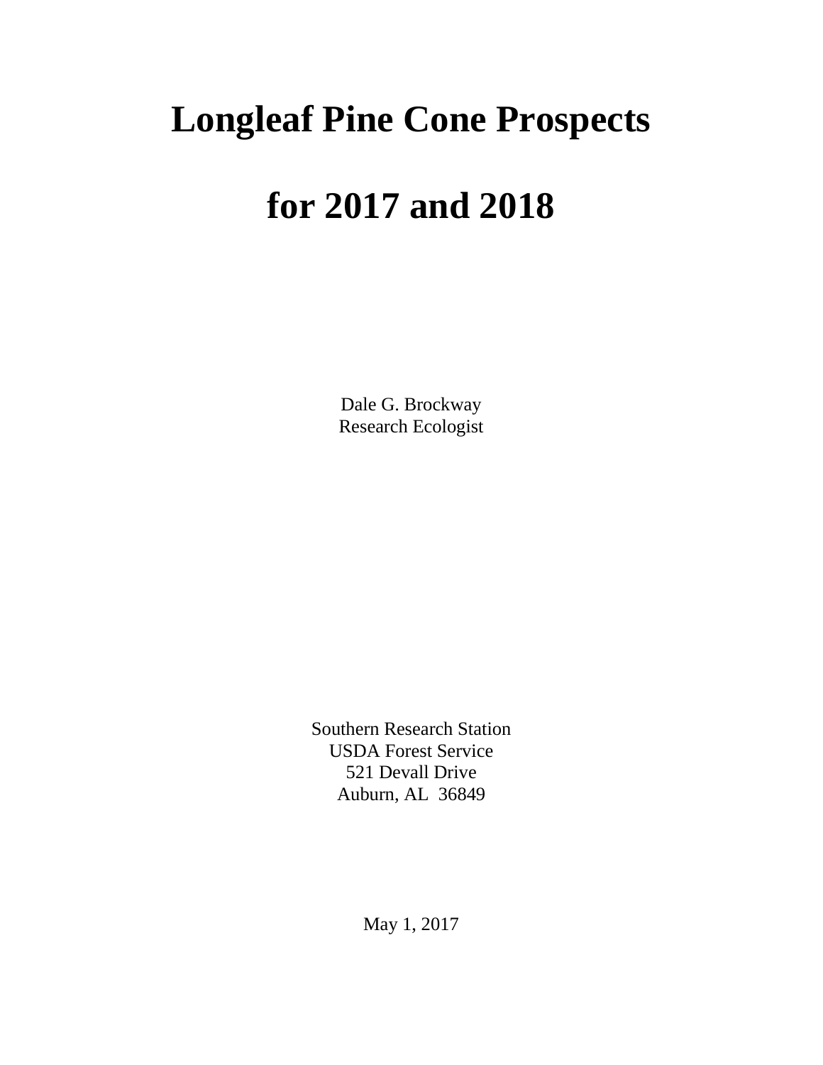# Longleaf Pine Cone Prospects for 2017 and 2018

Dale G. Brockway
Research Ecologist

Southern Research Station
USDA Forest Service
521 Devall Drive
Auburn, AL 36849

May 1, 2017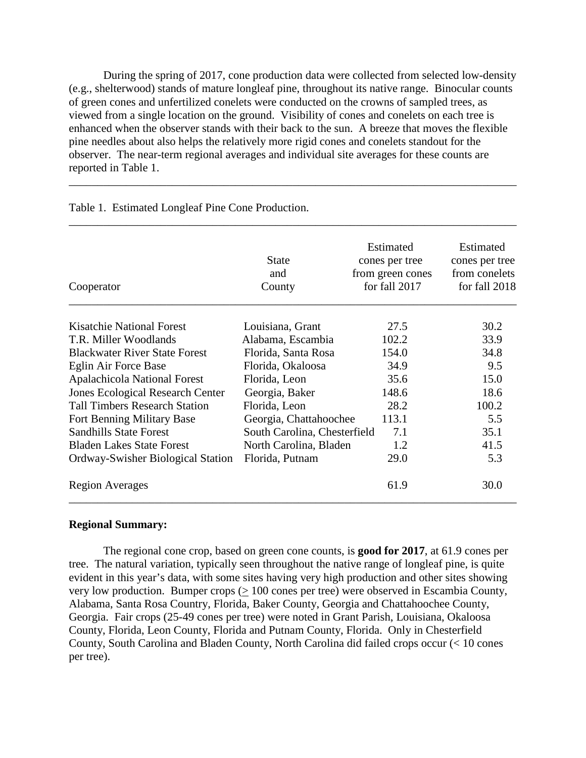During the spring of 2017, cone production data were collected from selected low-density (e.g., shelterwood) stands of mature longleaf pine, throughout its native range. Binocular counts of green cones and unfertilized conelets were conducted on the crowns of sampled trees, as viewed from a single location on the ground. Visibility of cones and conelets on each tree is enhanced when the observer stands with their back to the sun. A breeze that moves the flexible pine needles about also helps the relatively more rigid cones and conelets standout for the observer. The near-term regional averages and individual site averages for these counts are reported in Table 1.

Table 1. Estimated Longleaf Pine Cone Production.

| Cooperator | State and County | Estimated cones per tree from green cones for fall 2017 | Estimated cones per tree from conelets for fall 2018 |
|---|---|---|---|
| Kisatchie National Forest | Louisiana, Grant | 27.5 | 30.2 |
| T.R. Miller Woodlands | Alabama, Escambia | 102.2 | 33.9 |
| Blackwater River State Forest | Florida, Santa Rosa | 154.0 | 34.8 |
| Eglin Air Force Base | Florida, Okaloosa | 34.9 | 9.5 |
| Apalachicola National Forest | Florida, Leon | 35.6 | 15.0 |
| Jones Ecological Research Center | Georgia, Baker | 148.6 | 18.6 |
| Tall Timbers Research Station | Florida, Leon | 28.2 | 100.2 |
| Fort Benning Military Base | Georgia, Chattahoochee | 113.1 | 5.5 |
| Sandhills State Forest | South Carolina, Chesterfield | 7.1 | 35.1 |
| Bladen Lakes State Forest | North Carolina, Bladen | 1.2 | 41.5 |
| Ordway-Swisher Biological Station | Florida, Putnam | 29.0 | 5.3 |
| Region Averages | | 61.9 | 30.0 |

**Regional Summary:**

The regional cone crop, based on green cone counts, is **good for 2017**, at 61.9 cones per tree. The natural variation, typically seen throughout the native range of longleaf pine, is quite evident in this year's data, with some sites having very high production and other sites showing very low production. Bumper crops ($\geq$ 100 cones per tree) were observed in Escambia County, Alabama, Santa Rosa Country, Florida, Baker County, Georgia and Chattahoochee County, Georgia. Fair crops (25-49 cones per tree) were noted in Grant Parish, Louisiana, Okaloosa County, Florida, Leon County, Florida and Putnam County, Florida. Only in Chesterfield County, South Carolina and Bladen County, North Carolina did failed crops occur (< 10 cones per tree).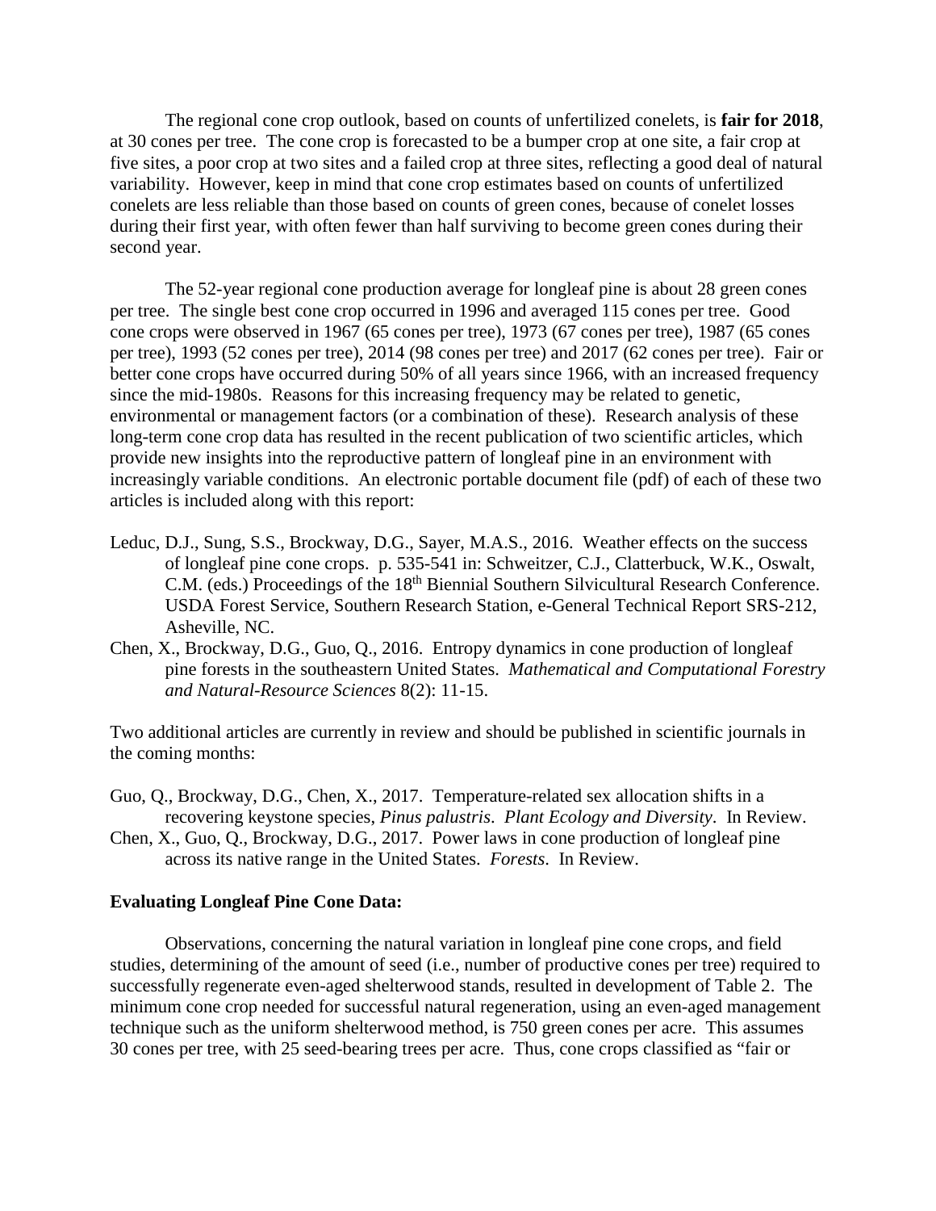The regional cone crop outlook, based on counts of unfertilized conelets, is **fair for 2018**, at 30 cones per tree. The cone crop is forecasted to be a bumper crop at one site, a fair crop at five sites, a poor crop at two sites and a failed crop at three sites, reflecting a good deal of natural variability. However, keep in mind that cone crop estimates based on counts of unfertilized conelets are less reliable than those based on counts of green cones, because of conelet losses during their first year, with often fewer than half surviving to become green cones during their second year.

The 52-year regional cone production average for longleaf pine is about 28 green cones per tree. The single best cone crop occurred in 1996 and averaged 115 cones per tree. Good cone crops were observed in 1967 (65 cones per tree), 1973 (67 cones per tree), 1987 (65 cones per tree), 1993 (52 cones per tree), 2014 (98 cones per tree) and 2017 (62 cones per tree). Fair or better cone crops have occurred during 50% of all years since 1966, with an increased frequency since the mid-1980s. Reasons for this increasing frequency may be related to genetic, environmental or management factors (or a combination of these). Research analysis of these long-term cone crop data has resulted in the recent publication of two scientific articles, which provide new insights into the reproductive pattern of longleaf pine in an environment with increasingly variable conditions. An electronic portable document file (pdf) of each of these two articles is included along with this report:

Leduc, D.J., Sung, S.S., Brockway, D.G., Sayer, M.A.S., 2016. Weather effects on the success of longleaf pine cone crops. p. 535-541 in: Schweitzer, C.J., Clatterbuck, W.K., Oswalt, C.M. (eds.) Proceedings of the 18th Biennial Southern Silvicultural Research Conference. USDA Forest Service, Southern Research Station, e-General Technical Report SRS-212, Asheville, NC.

Chen, X., Brockway, D.G., Guo, Q., 2016. Entropy dynamics in cone production of longleaf pine forests in the southeastern United States. *Mathematical and Computational Forestry and Natural-Resource Sciences* 8(2): 11-15.

Two additional articles are currently in review and should be published in scientific journals in the coming months:

Guo, Q., Brockway, D.G., Chen, X., 2017. Temperature-related sex allocation shifts in a recovering keystone species, *Pinus palustris*. *Plant Ecology and Diversity*. In Review.

Chen, X., Guo, Q., Brockway, D.G., 2017. Power laws in cone production of longleaf pine across its native range in the United States. *Forests*. In Review.

**Evaluating Longleaf Pine Cone Data:**

Observations, concerning the natural variation in longleaf pine cone crops, and field studies, determining of the amount of seed (i.e., number of productive cones per tree) required to successfully regenerate even-aged shelterwood stands, resulted in development of Table 2. The minimum cone crop needed for successful natural regeneration, using an even-aged management technique such as the uniform shelterwood method, is 750 green cones per acre. This assumes 30 cones per tree, with 25 seed-bearing trees per acre. Thus, cone crops classified as "fair or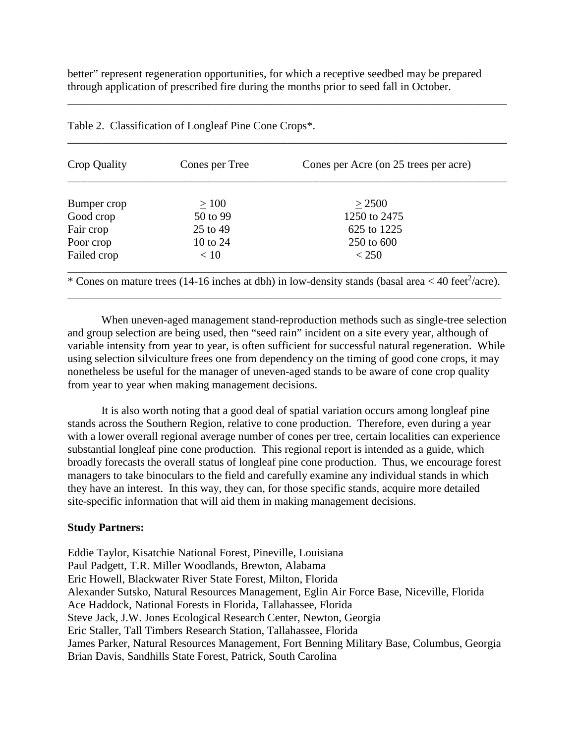better" represent regeneration opportunities, for which a receptive seedbed may be prepared through application of prescribed fire during the months prior to seed fall in October.

Table 2. Classification of Longleaf Pine Cone Crops*.

| Crop Quality | Cones per Tree | Cones per Acre (on 25 trees per acre) |
|---|---|---|
| Bumper crop | $\geq$ 100 | $\geq$ 2500 |
| Good crop | 50 to 99 | 1250 to 2475 |
| Fair crop | 25 to 49 | 625 to 1225 |
| Poor crop | 10 to 24 | 250 to 600 |
| Failed crop | < 10 | < 250 |

* Cones on mature trees (14-16 inches at dbh) in low-density stands (basal area < 40 $feet^2$/acre).

When uneven-aged management stand-reproduction methods such as single-tree selection and group selection are being used, then "seed rain" incident on a site every year, although of variable intensity from year to year, is often sufficient for successful natural regeneration. While using selection silviculture frees one from dependency on the timing of good cone crops, it may nonetheless be useful for the manager of uneven-aged stands to be aware of cone crop quality from year to year when making management decisions.

It is also worth noting that a good deal of spatial variation occurs among longleaf pine stands across the Southern Region, relative to cone production. Therefore, even during a year with a lower overall regional average number of cones per tree, certain localities can experience substantial longleaf pine cone production. This regional report is intended as a guide, which broadly forecasts the overall status of longleaf pine cone production. Thus, we encourage forest managers to take binoculars to the field and carefully examine any individual stands in which they have an interest. In this way, they can, for those specific stands, acquire more detailed site-specific information that will aid them in making management decisions.

**Study Partners:**

Eddie Taylor, Kisatchie National Forest, Pineville, Louisiana
Paul Padgett, T.R. Miller Woodlands, Brewton, Alabama
Eric Howell, Blackwater River State Forest, Milton, Florida
Alexander Sutsko, Natural Resources Management, Eglin Air Force Base, Niceville, Florida
Ace Haddock, National Forests in Florida, Tallahassee, Florida
Steve Jack, J.W. Jones Ecological Research Center, Newton, Georgia
Eric Staller, Tall Timbers Research Station, Tallahassee, Florida
James Parker, Natural Resources Management, Fort Benning Military Base, Columbus, Georgia
Brian Davis, Sandhills State Forest, Patrick, South Carolina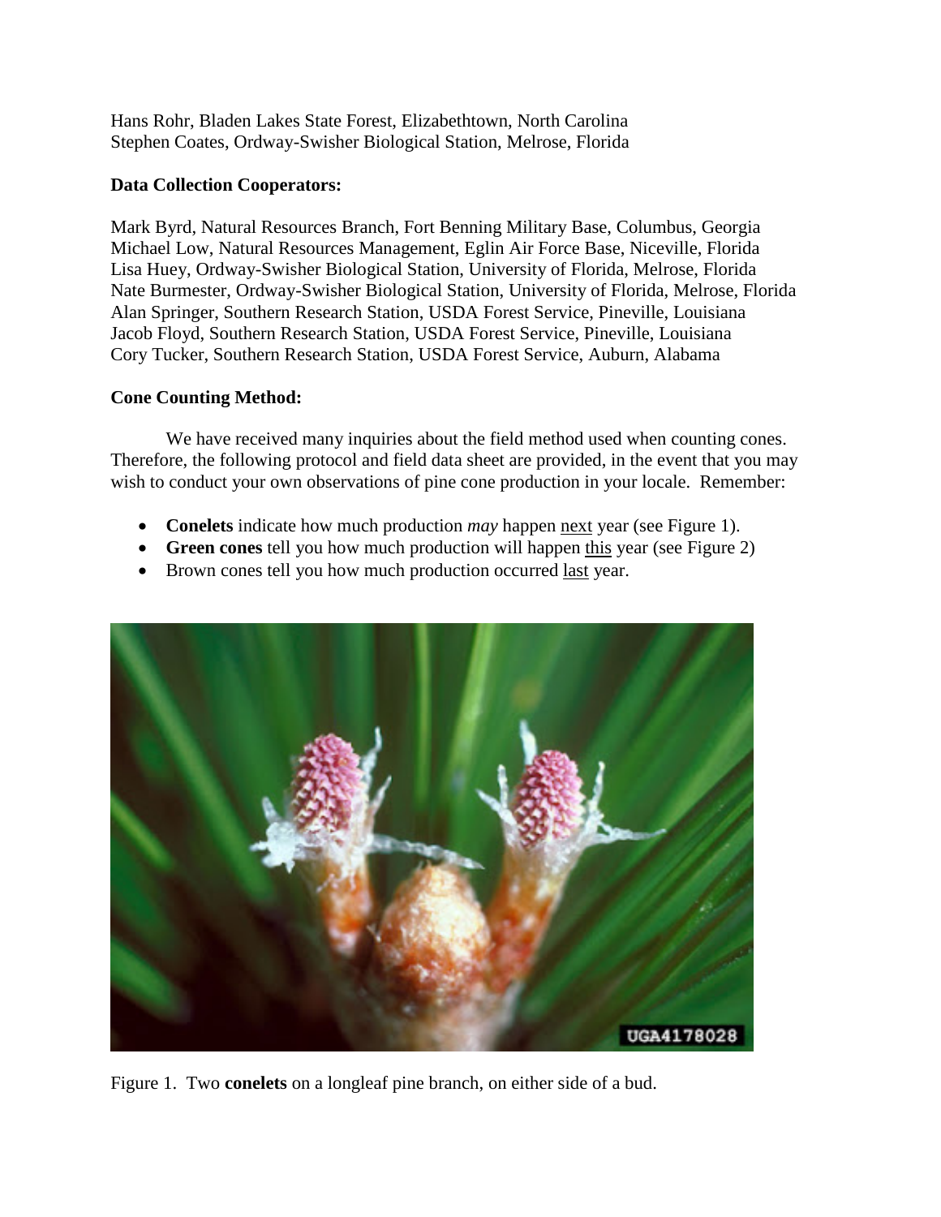Hans Rohr, Bladen Lakes State Forest, Elizabethtown, North Carolina
Stephen Coates, Ordway-Swisher Biological Station, Melrose, Florida

**Data Collection Cooperators:**

Mark Byrd, Natural Resources Branch, Fort Benning Military Base, Columbus, Georgia
Michael Low, Natural Resources Management, Eglin Air Force Base, Niceville, Florida
Lisa Huey, Ordway-Swisher Biological Station, University of Florida, Melrose, Florida
Nate Burmester, Ordway-Swisher Biological Station, University of Florida, Melrose, Florida
Alan Springer, Southern Research Station, USDA Forest Service, Pineville, Louisiana
Jacob Floyd, Southern Research Station, USDA Forest Service, Pineville, Louisiana
Cory Tucker, Southern Research Station, USDA Forest Service, Auburn, Alabama

**Cone Counting Method:**

We have received many inquiries about the field method used when counting cones. Therefore, the following protocol and field data sheet are provided, in the event that you may wish to conduct your own observations of pine cone production in your locale. Remember:

- **Conelets** indicate how much production *may* happen next year (see Figure 1).
- **Green cones** tell you how much production will happen this year (see Figure 2)
- Brown cones tell you how much production occurred last year.

Figure 1. Two **conelets** on a longleaf pine branch, on either side of a bud.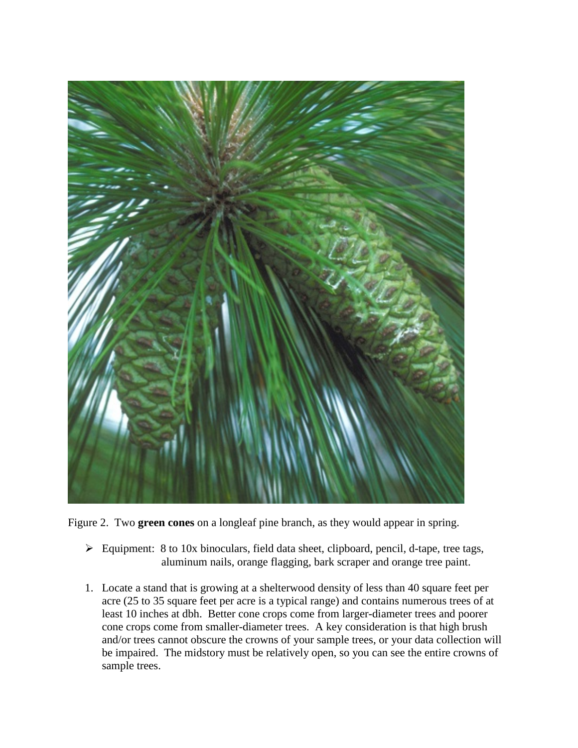Figure 2. Two **green cones** on a longleaf pine branch, as they would appear in spring.

- Equipment: 8 to 10x binoculars, field data sheet, clipboard, pencil, d-tape, tree tags, aluminum nails, orange flagging, bark scraper and orange tree paint.

1. Locate a stand that is growing at a shelterwood density of less than 40 square feet per acre (25 to 35 square feet per acre is a typical range) and contains numerous trees of at least 10 inches at dbh. Better cone crops come from larger-diameter trees and poorer cone crops come from smaller-diameter trees. A key consideration is that high brush and/or trees cannot obscure the crowns of your sample trees, or your data collection will be impaired. The midstory must be relatively open, so you can see the entire crowns of sample trees.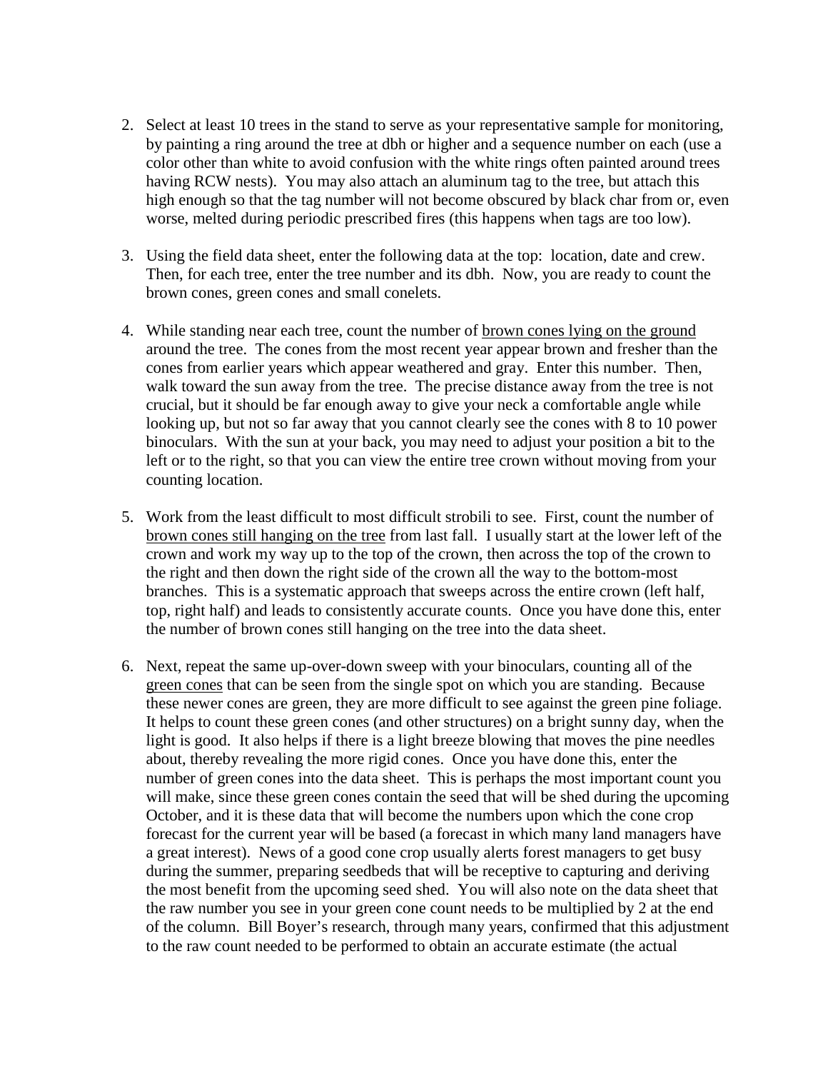2. Select at least 10 trees in the stand to serve as your representative sample for monitoring, by painting a ring around the tree at dbh or higher and a sequence number on each (use a color other than white to avoid confusion with the white rings often painted around trees having RCW nests). You may also attach an aluminum tag to the tree, but attach this high enough so that the tag number will not become obscured by black char from or, even worse, melted during periodic prescribed fires (this happens when tags are too low).

3. Using the field data sheet, enter the following data at the top: location, date and crew. Then, for each tree, enter the tree number and its dbh. Now, you are ready to count the brown cones, green cones and small conelets.

4. While standing near each tree, count the number of <u>brown cones lying on the ground</u> around the tree. The cones from the most recent year appear brown and fresher than the cones from earlier years which appear weathered and gray. Enter this number. Then, walk toward the sun away from the tree. The precise distance away from the tree is not crucial, but it should be far enough away to give your neck a comfortable angle while looking up, but not so far away that you cannot clearly see the cones with 8 to 10 power binoculars. With the sun at your back, you may need to adjust your position a bit to the left or to the right, so that you can view the entire tree crown without moving from your counting location.

5. Work from the least difficult to most difficult strobili to see. First, count the number of <u>brown cones still hanging on the tree</u> from last fall. I usually start at the lower left of the crown and work my way up to the top of the crown, then across the top of the crown to the right and then down the right side of the crown all the way to the bottom-most branches. This is a systematic approach that sweeps across the entire crown (left half, top, right half) and leads to consistently accurate counts. Once you have done this, enter the number of brown cones still hanging on the tree into the data sheet.

6. Next, repeat the same up-over-down sweep with your binoculars, counting all of the <u>green cones</u> that can be seen from the single spot on which you are standing. Because these newer cones are green, they are more difficult to see against the green pine foliage. It helps to count these green cones (and other structures) on a bright sunny day, when the light is good. It also helps if there is a light breeze blowing that moves the pine needles about, thereby revealing the more rigid cones. Once you have done this, enter the number of green cones into the data sheet. This is perhaps the most important count you will make, since these green cones contain the seed that will be shed during the upcoming October, and it is these data that will become the numbers upon which the cone crop forecast for the current year will be based (a forecast in which many land managers have a great interest). News of a good cone crop usually alerts forest managers to get busy during the summer, preparing seedbeds that will be receptive to capturing and deriving the most benefit from the upcoming seed shed. You will also note on the data sheet that the raw number you see in your green cone count needs to be multiplied by 2 at the end of the column. Bill Boyer's research, through many years, confirmed that this adjustment to the raw count needed to be performed to obtain an accurate estimate (the actual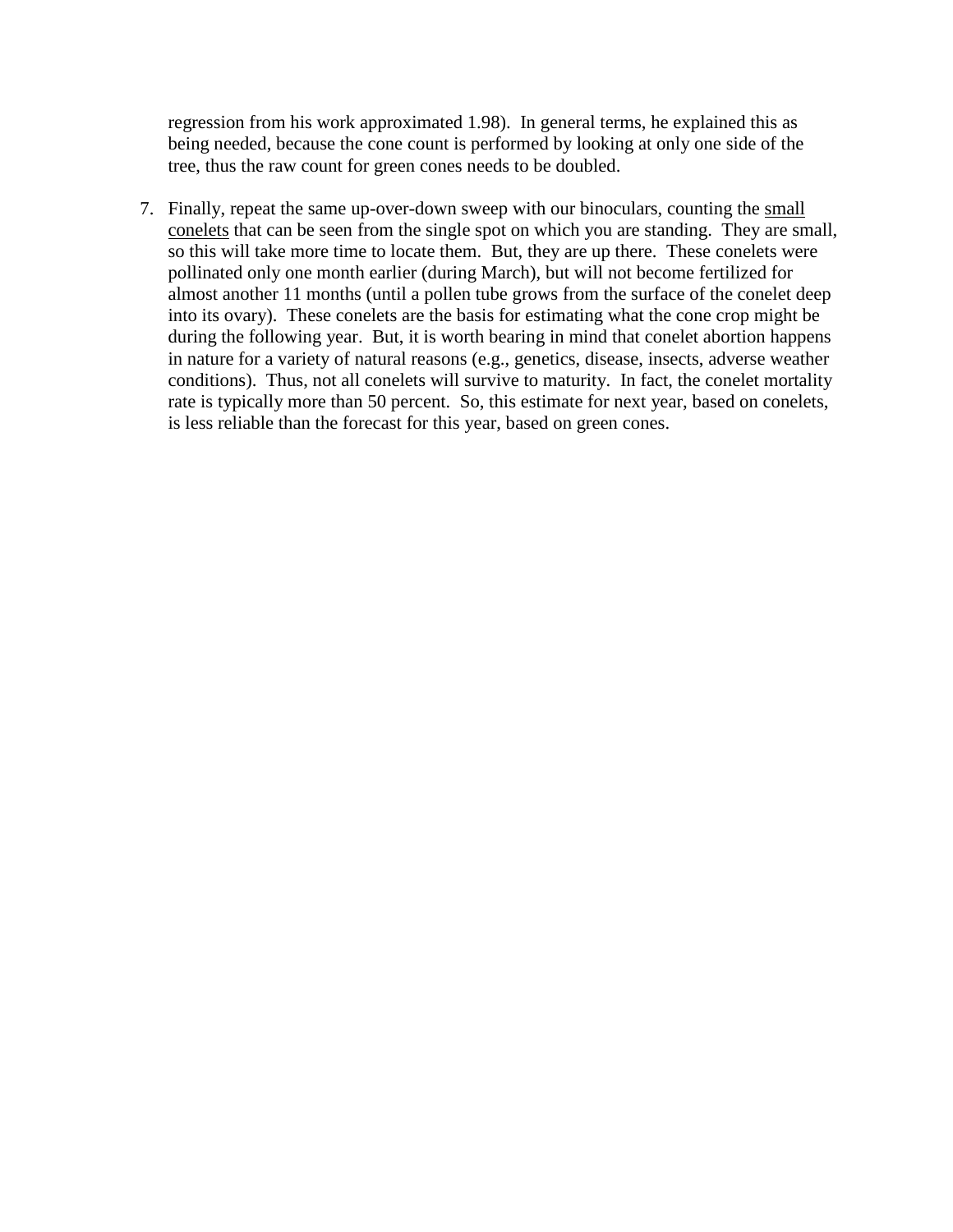regression from his work approximated 1.98). In general terms, he explained this as being needed, because the cone count is performed by looking at only one side of the tree, thus the raw count for green cones needs to be doubled.

7. Finally, repeat the same up-over-down sweep with our binoculars, counting the <u>small conelets</u> that can be seen from the single spot on which you are standing. They are small, so this will take more time to locate them. But, they are up there. These conelets were pollinated only one month earlier (during March), but will not become fertilized for almost another 11 months (until a pollen tube grows from the surface of the conelet deep into its ovary). These conelets are the basis for estimating what the cone crop might be during the following year. But, it is worth bearing in mind that conelet abortion happens in nature for a variety of natural reasons (e.g., genetics, disease, insects, adverse weather conditions). Thus, not all conelets will survive to maturity. In fact, the conelet mortality rate is typically more than 50 percent. So, this estimate for next year, based on conelets, is less reliable than the forecast for this year, based on green cones.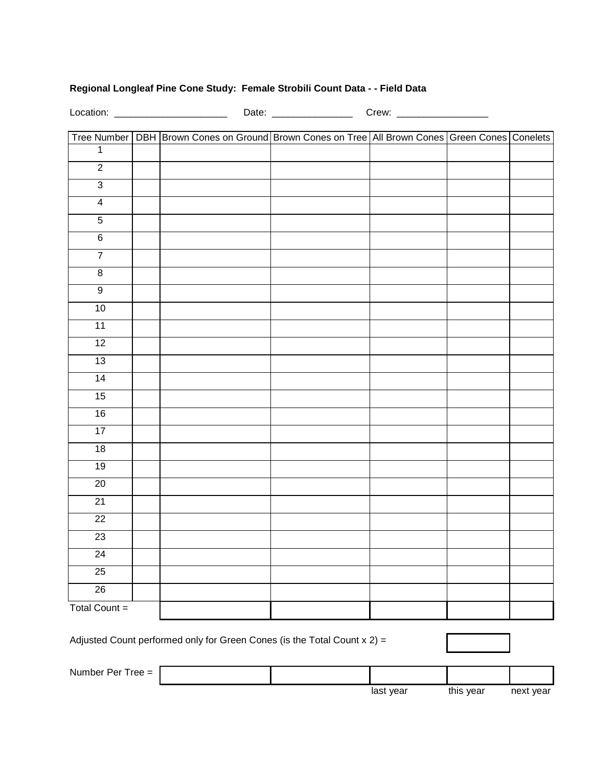**Regional Longleaf Pine Cone Study: Female Strobili Count Data - - Field Data**

Location: ______________________ Date: _______________ Crew: _________________

| Tree Number | DBH | Brown Cones on Ground | Brown Cones on Tree | All Brown Cones | Green Cones | Conelets |
|---|---|---|---|---|---|---|
| 1 | | | | | | |
| 2 | | | | | | |
| 3 | | | | | | |
| 4 | | | | | | |
| 5 | | | | | | |
| 6 | | | | | | |
| 7 | | | | | | |
| 8 | | | | | | |
| 9 | | | | | | |
| 10 | | | | | | |
| 11 | | | | | | |
| 12 | | | | | | |
| 13 | | | | | | |
| 14 | | | | | | |
| 15 | | | | | | |
| 16 | | | | | | |
| 17 | | | | | | |
| 18 | | | | | | |
| 19 | | | | | | |
| 20 | | | | | | |
| 21 | | | | | | |
| 22 | | | | | | |
| 23 | | | | | | |
| 24 | | | | | | |
| 25 | | | | | | |
| 26 | | | | | | |
| Total Count = | | | | | | |

Adjusted Count performed only for Green Cones (is the Total Count x 2) = ______

| Number Per Tree = | | | | | |
|---|---|---|---|---|---|
| | | | last year | this year | next year |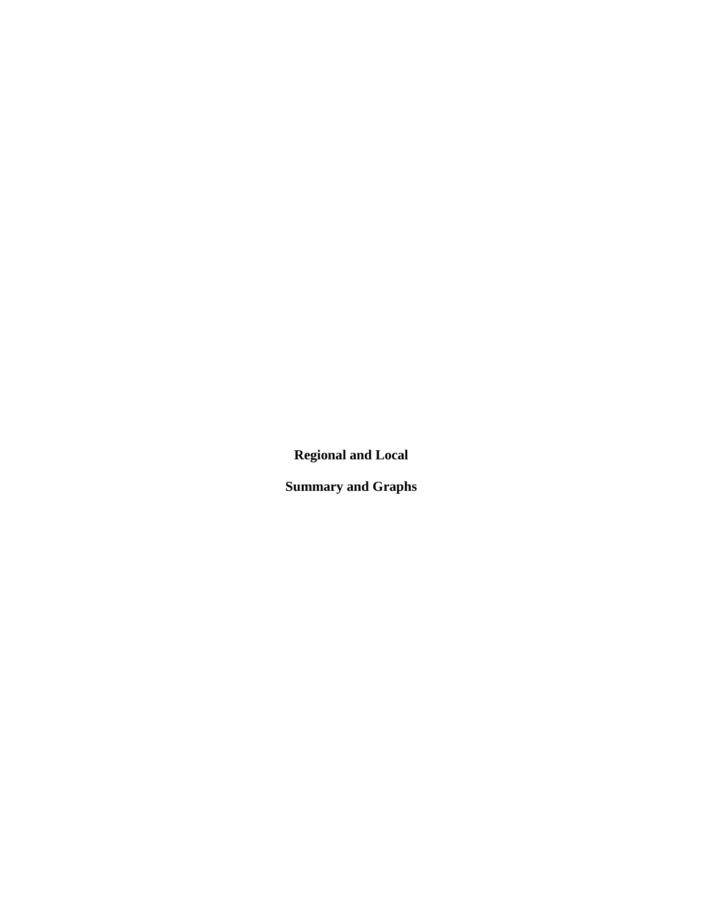**Regional and Local**

**Summary and Graphs**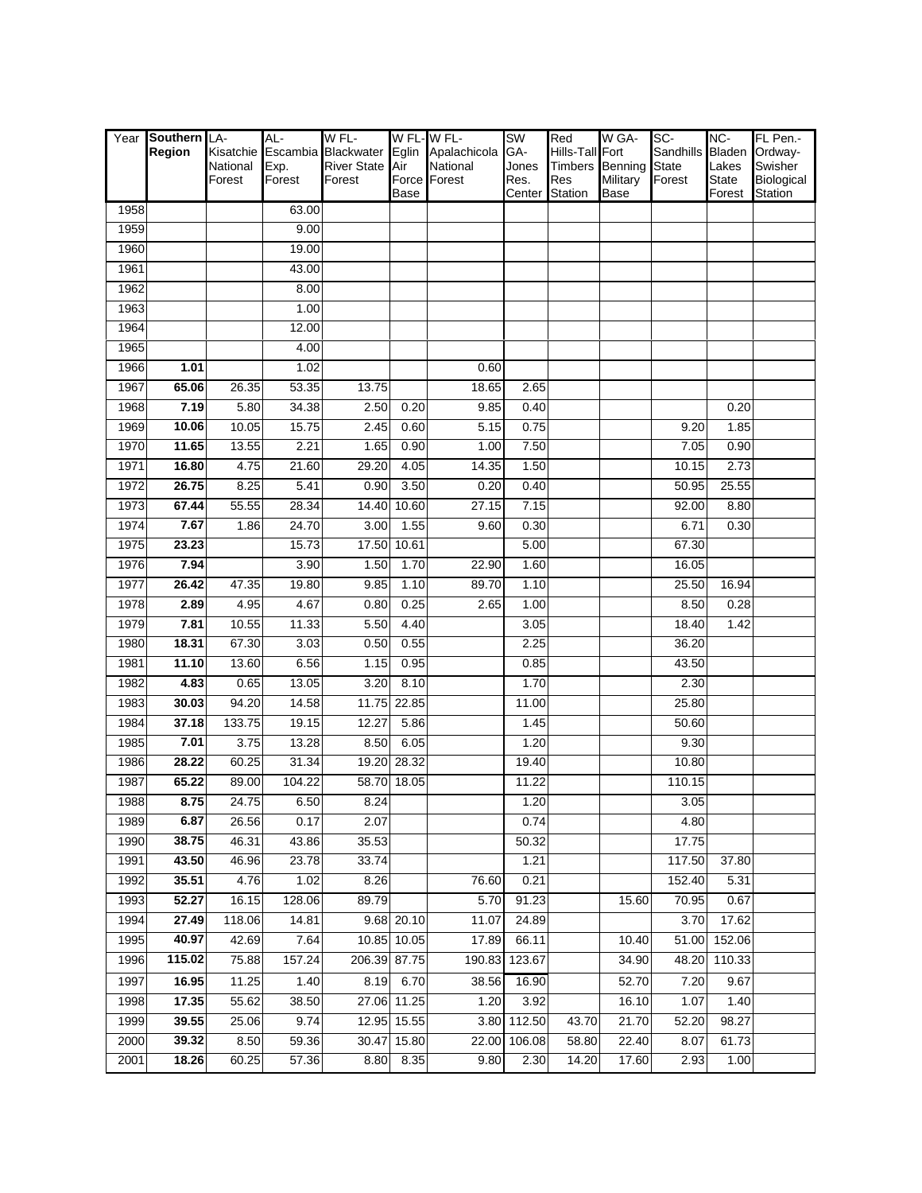| Year | **Southern Region** | LA-Kisatchie National Forest | AL-Escambia Exp. Forest | W FL-Blackwater River State Forest | W FL-Eglin Air Force Base | W FL-Apalachicola National Forest | SW GA-Jones Res. Center | Red Hills-Tall Timbers Res Station | W GA-Fort Benning Military Base | SC-Sandhills State Forest | NC-Bladen Lakes State Forest | FL Pen.-Ordway-Swisher Biological Station |
|---|---|---|---|---|---|---|---|---|---|---|---|---|
| 1958 | | | 63.00 | | | | | | | | | |
| 1959 | | | 9.00 | | | | | | | | | |
| 1960 | | | 19.00 | | | | | | | | | |
| 1961 | | | 43.00 | | | | | | | | | |
| 1962 | | | 8.00 | | | | | | | | | |
| 1963 | | | 1.00 | | | | | | | | | |
| 1964 | | | 12.00 | | | | | | | | | |
| 1965 | | | 4.00 | | | | | | | | | |
| 1966 | **1.01** | | 1.02 | | | 0.60 | | | | | | |
| 1967 | **65.06** | 26.35 | 53.35 | 13.75 | | 18.65 | 2.65 | | | | | |
| 1968 | **7.19** | 5.80 | 34.38 | 2.50 | 0.20 | 9.85 | 0.40 | | | | 0.20 | |
| 1969 | **10.06** | 10.05 | 15.75 | 2.45 | 0.60 | 5.15 | 0.75 | | | 9.20 | 1.85 | |
| 1970 | **11.65** | 13.55 | 2.21 | 1.65 | 0.90 | 1.00 | 7.50 | | | 7.05 | 0.90 | |
| 1971 | **16.80** | 4.75 | 21.60 | 29.20 | 4.05 | 14.35 | 1.50 | | | 10.15 | 2.73 | |
| 1972 | **26.75** | 8.25 | 5.41 | 0.90 | 3.50 | 0.20 | 0.40 | | | 50.95 | 25.55 | |
| 1973 | **67.44** | 55.55 | 28.34 | 14.40 | 10.60 | 27.15 | 7.15 | | | 92.00 | 8.80 | |
| 1974 | **7.67** | 1.86 | 24.70 | 3.00 | 1.55 | 9.60 | 0.30 | | | 6.71 | 0.30 | |
| 1975 | **23.23** | | 15.73 | 17.50 | 10.61 | | 5.00 | | | 67.30 | | |
| 1976 | **7.94** | | 3.90 | 1.50 | 1.70 | 22.90 | 1.60 | | | 16.05 | | |
| 1977 | **26.42** | 47.35 | 19.80 | 9.85 | 1.10 | 89.70 | 1.10 | | | 25.50 | 16.94 | |
| 1978 | **2.89** | 4.95 | 4.67 | 0.80 | 0.25 | 2.65 | 1.00 | | | 8.50 | 0.28 | |
| 1979 | **7.81** | 10.55 | 11.33 | 5.50 | 4.40 | | 3.05 | | | 18.40 | 1.42 | |
| 1980 | **18.31** | 67.30 | 3.03 | 0.50 | 0.55 | | 2.25 | | | 36.20 | | |
| 1981 | **11.10** | 13.60 | 6.56 | 1.15 | 0.95 | | 0.85 | | | 43.50 | | |
| 1982 | **4.83** | 0.65 | 13.05 | 3.20 | 8.10 | | 1.70 | | | 2.30 | | |
| 1983 | **30.03** | 94.20 | 14.58 | 11.75 | 22.85 | | 11.00 | | | 25.80 | | |
| 1984 | **37.18** | 133.75 | 19.15 | 12.27 | 5.86 | | 1.45 | | | 50.60 | | |
| 1985 | **7.01** | 3.75 | 13.28 | 8.50 | 6.05 | | 1.20 | | | 9.30 | | |
| 1986 | **28.22** | 60.25 | 31.34 | 19.20 | 28.32 | | 19.40 | | | 10.80 | | |
| 1987 | **65.22** | 89.00 | 104.22 | 58.70 | 18.05 | | 11.22 | | | 110.15 | | |
| 1988 | **8.75** | 24.75 | 6.50 | 8.24 | | | 1.20 | | | 3.05 | | |
| 1989 | **6.87** | 26.56 | 0.17 | 2.07 | | | 0.74 | | | 4.80 | | |
| 1990 | **38.75** | 46.31 | 43.86 | 35.53 | | | 50.32 | | | 17.75 | | |
| 1991 | **43.50** | 46.96 | 23.78 | 33.74 | | | 1.21 | | | 117.50 | 37.80 | |
| 1992 | **35.51** | 4.76 | 1.02 | 8.26 | | 76.60 | 0.21 | | | 152.40 | 5.31 | |
| 1993 | **52.27** | 16.15 | 128.06 | 89.79 | | 5.70 | 91.23 | | 15.60 | 70.95 | 0.67 | |
| 1994 | **27.49** | 118.06 | 14.81 | 9.68 | 20.10 | 11.07 | 24.89 | | | 3.70 | 17.62 | |
| 1995 | **40.97** | 42.69 | 7.64 | 10.85 | 10.05 | 17.89 | 66.11 | | 10.40 | 51.00 | 152.06 | |
| 1996 | **115.02** | 75.88 | 157.24 | 206.39 | 87.75 | 190.83 | 123.67 | | 34.90 | 48.20 | 110.33 | |
| 1997 | **16.95** | 11.25 | 1.40 | 8.19 | 6.70 | 38.56 | 16.90 | | 52.70 | 7.20 | 9.67 | |
| 1998 | **17.35** | 55.62 | 38.50 | 27.06 | 11.25 | 1.20 | 3.92 | | 16.10 | 1.07 | 1.40 | |
| 1999 | **39.55** | 25.06 | 9.74 | 12.95 | 15.55 | 3.80 | 112.50 | 43.70 | 21.70 | 52.20 | 98.27 | |
| 2000 | **39.32** | 8.50 | 59.36 | 30.47 | 15.80 | 22.00 | 106.08 | 58.80 | 22.40 | 8.07 | 61.73 | |
| 2001 | **18.26** | 60.25 | 57.36 | 8.80 | 8.35 | 9.80 | 2.30 | 14.20 | 17.60 | 2.93 | 1.00 | |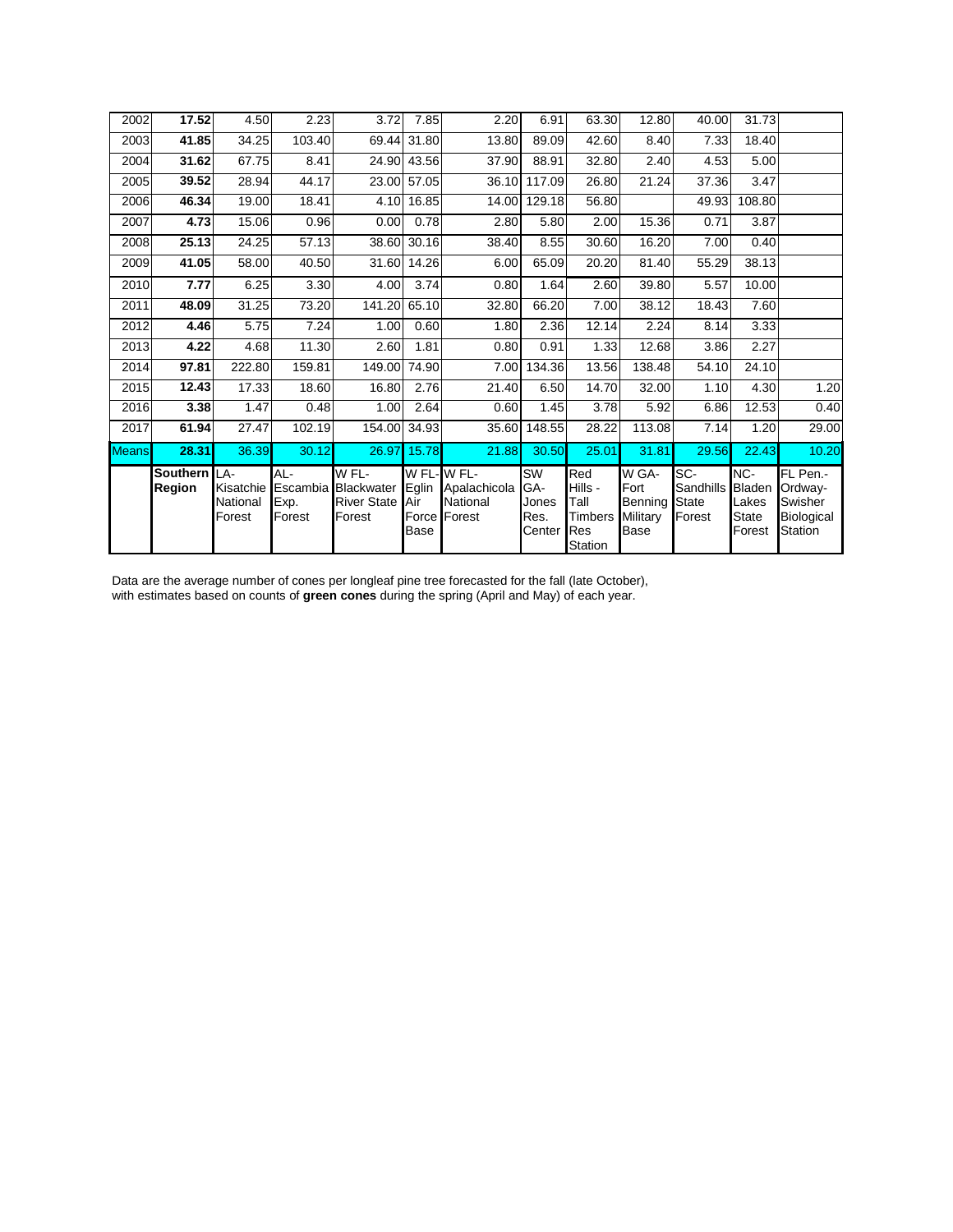| | **Southern Region** | LA-Kisatchie National Forest | AL-Escambia Exp. Forest | W FL-Blackwater River State Forest | W FL-Eglin Air Force Base | W FL-Apalachicola National Forest | SW GA-Jones Res. Center | Red Hills - Tall Timbers Res Station | W GA-Fort Benning Military Base | SC-Sandhills State Forest | NC-Bladen Lakes State Forest | FL Pen.-Ordway-Swisher Biological Station |
|---|---|---|---|---|---|---|---|---|---|---|---|---|
| 2002 | **17.52** | 4.50 | 2.23 | 3.72 | 7.85 | 2.20 | 6.91 | 63.30 | 12.80 | 40.00 | 31.73 | |
| 2003 | **41.85** | 34.25 | 103.40 | 69.44 | 31.80 | 13.80 | 89.09 | 42.60 | 8.40 | 7.33 | 18.40 | |
| 2004 | **31.62** | 67.75 | 8.41 | 24.90 | 43.56 | 37.90 | 88.91 | 32.80 | 2.40 | 4.53 | 5.00 | |
| 2005 | **39.52** | 28.94 | 44.17 | 23.00 | 57.05 | 36.10 | 117.09 | 26.80 | 21.24 | 37.36 | 3.47 | |
| 2006 | **46.34** | 19.00 | 18.41 | 4.10 | 16.85 | 14.00 | 129.18 | 56.80 | | 49.93 | 108.80 | |
| 2007 | **4.73** | 15.06 | 0.96 | 0.00 | 0.78 | 2.80 | 5.80 | 2.00 | 15.36 | 0.71 | 3.87 | |
| 2008 | **25.13** | 24.25 | 57.13 | 38.60 | 30.16 | 38.40 | 8.55 | 30.60 | 16.20 | 7.00 | 0.40 | |
| 2009 | **41.05** | 58.00 | 40.50 | 31.60 | 14.26 | 6.00 | 65.09 | 20.20 | 81.40 | 55.29 | 38.13 | |
| 2010 | **7.77** | 6.25 | 3.30 | 4.00 | 3.74 | 0.80 | 1.64 | 2.60 | 39.80 | 5.57 | 10.00 | |
| 2011 | **48.09** | 31.25 | 73.20 | 141.20 | 65.10 | 32.80 | 66.20 | 7.00 | 38.12 | 18.43 | 7.60 | |
| 2012 | **4.46** | 5.75 | 7.24 | 1.00 | 0.60 | 1.80 | 2.36 | 12.14 | 2.24 | 8.14 | 3.33 | |
| 2013 | **4.22** | 4.68 | 11.30 | 2.60 | 1.81 | 0.80 | 0.91 | 1.33 | 12.68 | 3.86 | 2.27 | |
| 2014 | **97.81** | 222.80 | 159.81 | 149.00 | 74.90 | 7.00 | 134.36 | 13.56 | 138.48 | 54.10 | 24.10 | |
| 2015 | **12.43** | 17.33 | 18.60 | 16.80 | 2.76 | 21.40 | 6.50 | 14.70 | 32.00 | 1.10 | 4.30 | 1.20 |
| 2016 | **3.38** | 1.47 | 0.48 | 1.00 | 2.64 | 0.60 | 1.45 | 3.78 | 5.92 | 6.86 | 12.53 | 0.40 |
| 2017 | **61.94** | 27.47 | 102.19 | 154.00 | 34.93 | 35.60 | 148.55 | 28.22 | 113.08 | 7.14 | 1.20 | 29.00 |
| Means | **28.31** | 36.39 | 30.12 | 26.97 | 15.78 | 21.88 | 30.50 | 25.01 | 31.81 | 29.56 | 22.43 | 10.20 |

Data are the average number of cones per longleaf pine tree forecasted for the fall (late October), with estimates based on counts of **green cones** during the spring (April and May) of each year.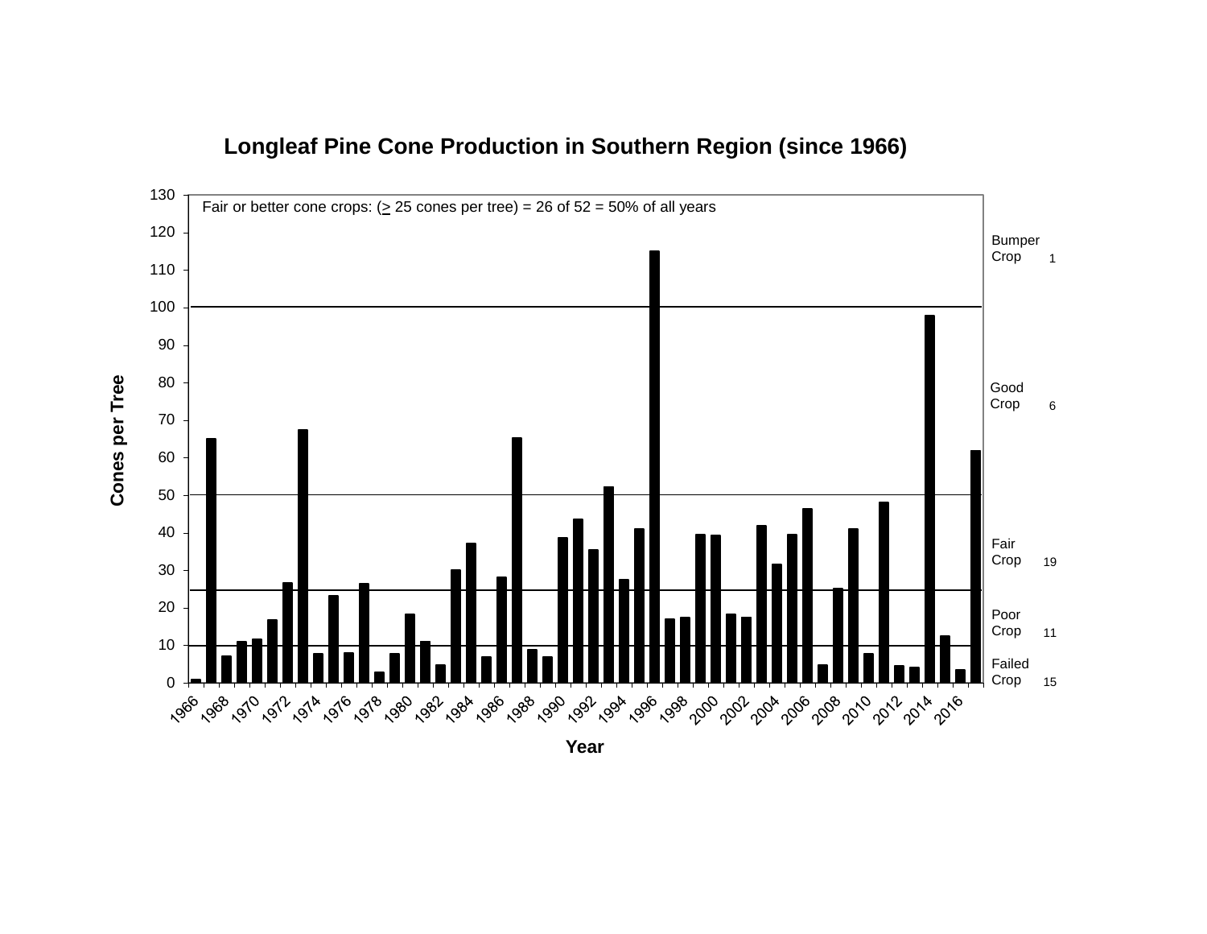**Longleaf Pine Cone Production in Southern Region (since 1966)**

Fair or better cone crops: (≥ 25 cones per tree) = 26 of 52 = 50% of all years

| Crop Category | Number of Years |
|---|---|
| Bumper Crop | 1 |
| Good Crop | 6 |
| Fair Crop | 19 |
| Poor Crop | 11 |
| Failed Crop | 15 |

Cones per Tree

Year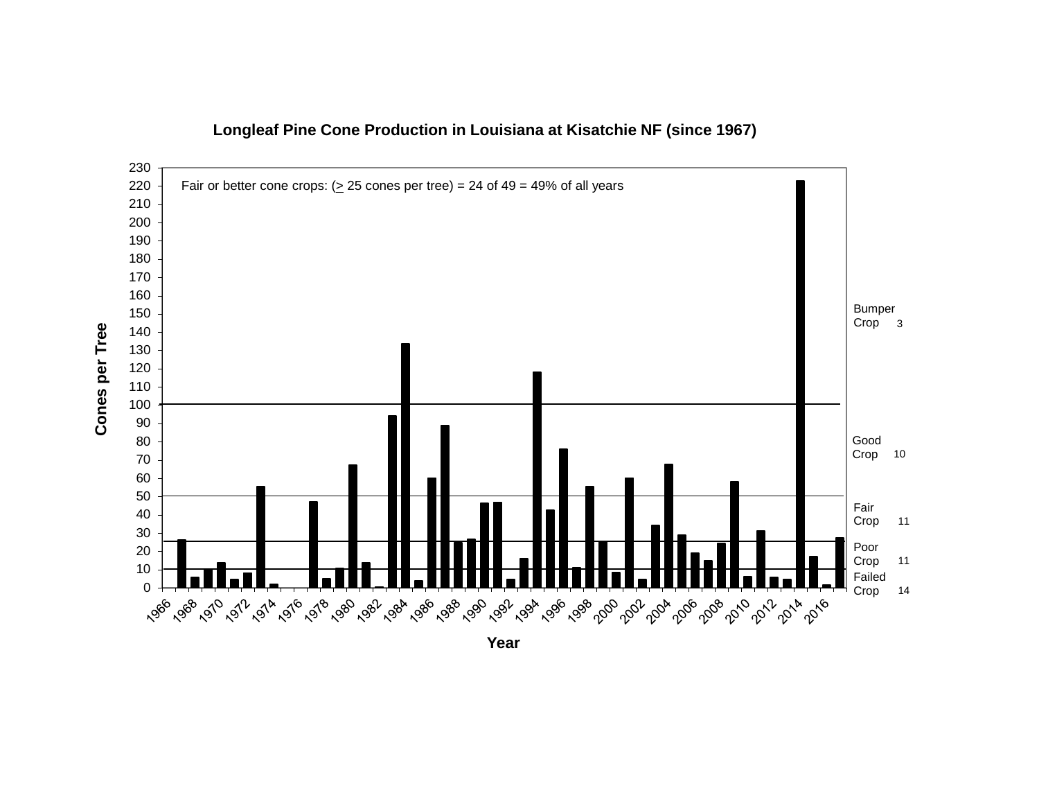**Longleaf Pine Cone Production in Louisiana at Kisatchie NF (since 1967)**

Fair or better cone crops: (≥ 25 cones per tree) = 24 of 49 = 49% of all years

| Crop category | Number of years |
| --- | --- |
| Bumper Crop | 3 |
| Good Crop | 10 |
| Fair Crop | 11 |
| Poor Crop | 11 |
| Failed Crop | 14 |

Cones per Tree

Year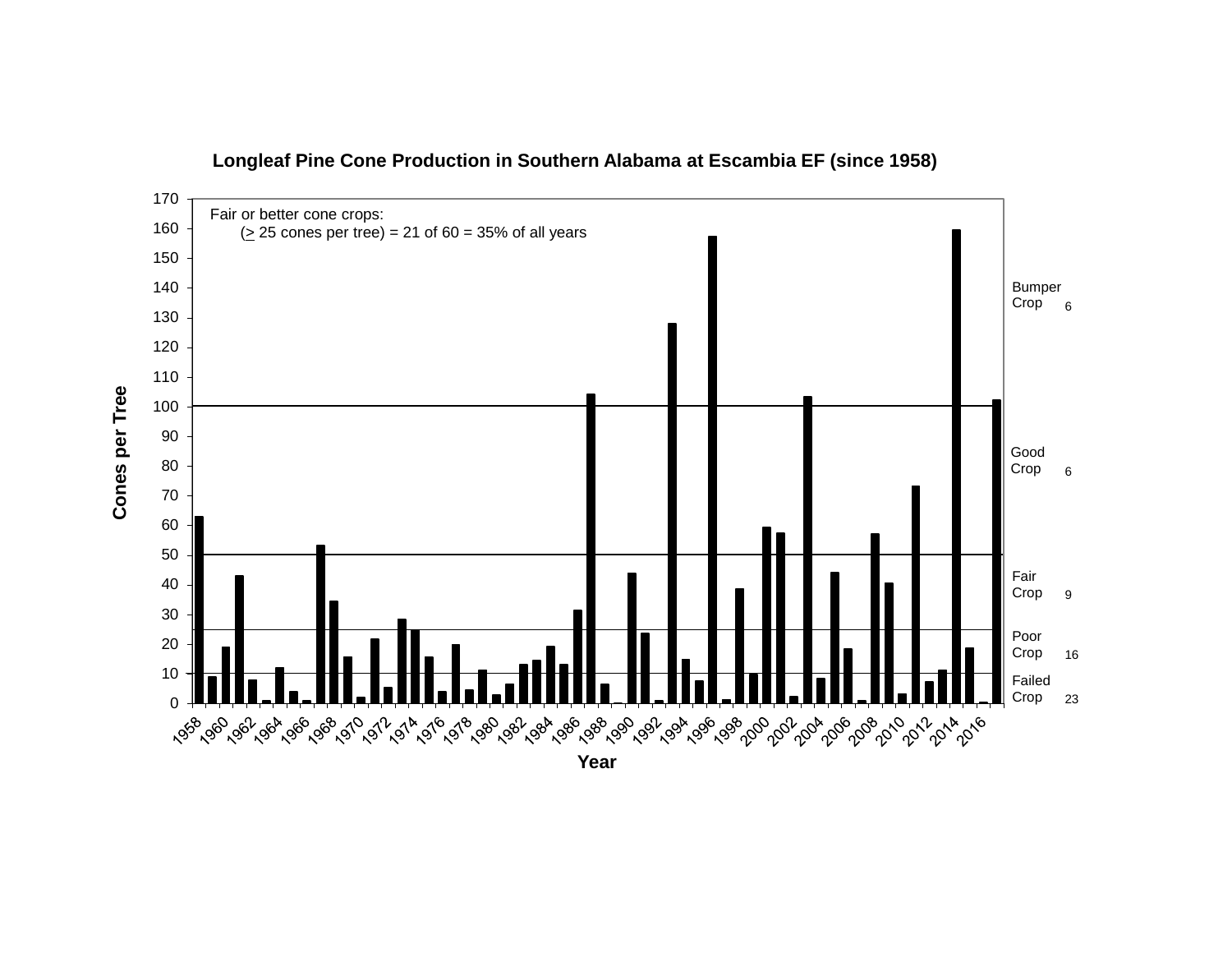**Longleaf Pine Cone Production in Southern Alabama at Escambia EF (since 1958)**

Fair or better cone crops:
($\geq$ 25 cones per tree) = 21 of 60 = 35% of all years

| Crop class | Number of years |
|---|---|
| Bumper Crop | 6 |
| Good Crop | 6 |
| Fair Crop | 9 |
| Poor Crop | 16 |
| Failed Crop | 23 |

Cones per Tree

Year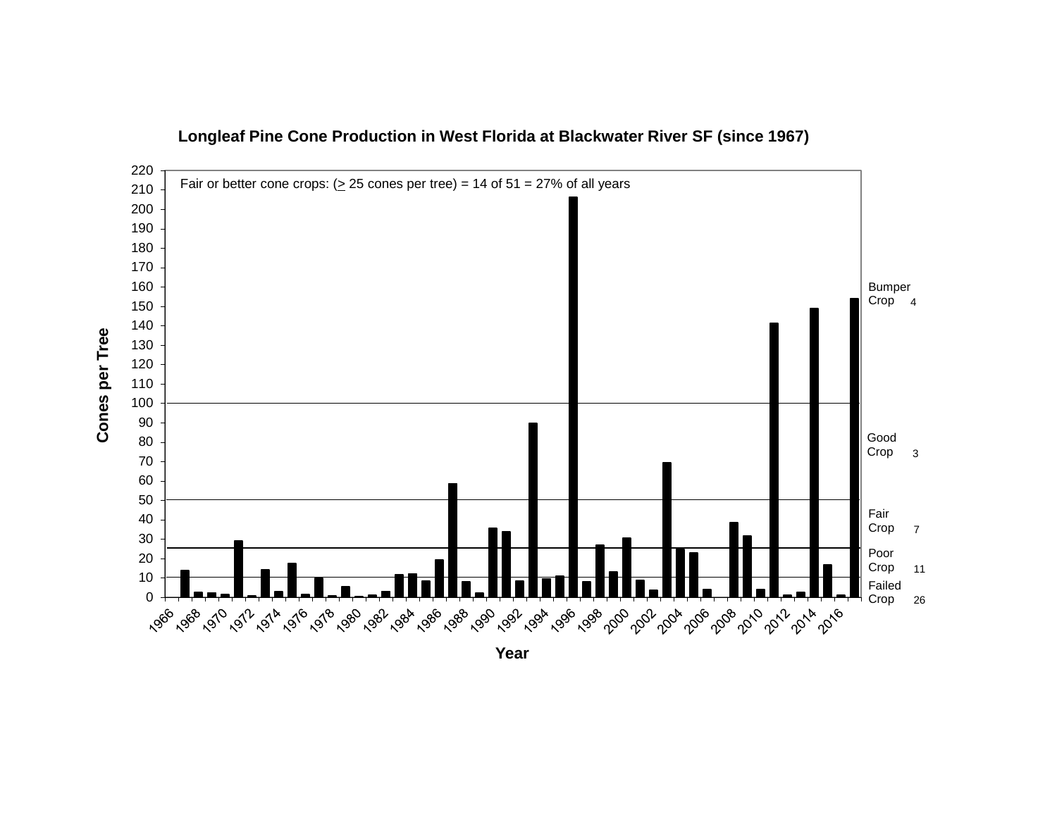**Longleaf Pine Cone Production in West Florida at Blackwater River SF (since 1967)**

Fair or better cone crops: (≥ 25 cones per tree) = 14 of 51 = 27% of all years

| Crop category | Years |
| --- | --- |
| Bumper Crop | 4 |
| Good Crop | 3 |
| Fair Crop | 7 |
| Poor Crop | 11 |
| Failed Crop | 26 |

Cones per Tree

Year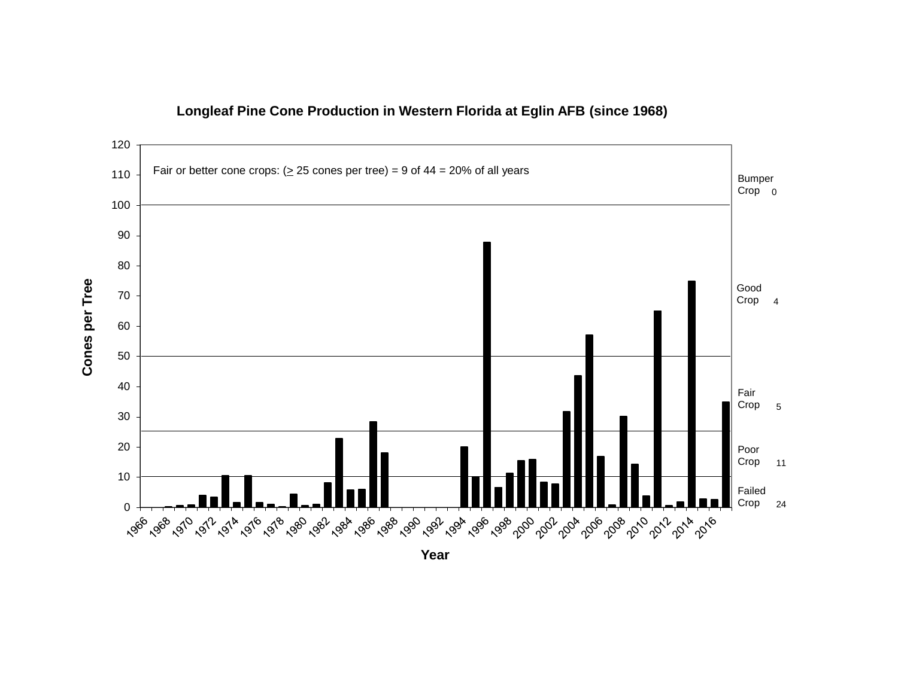## Longleaf Pine Cone Production in Western Florida at Eglin AFB (since 1968)

Fair or better cone crops: (≥ 25 cones per tree) = 9 of 44 = 20% of all years

| Crop category | Number of years |
| --- | --- |
| Bumper Crop | 0 |
| Good Crop | 4 |
| Fair Crop | 5 |
| Poor Crop | 11 |
| Failed Crop | 24 |

Cones per Tree

Year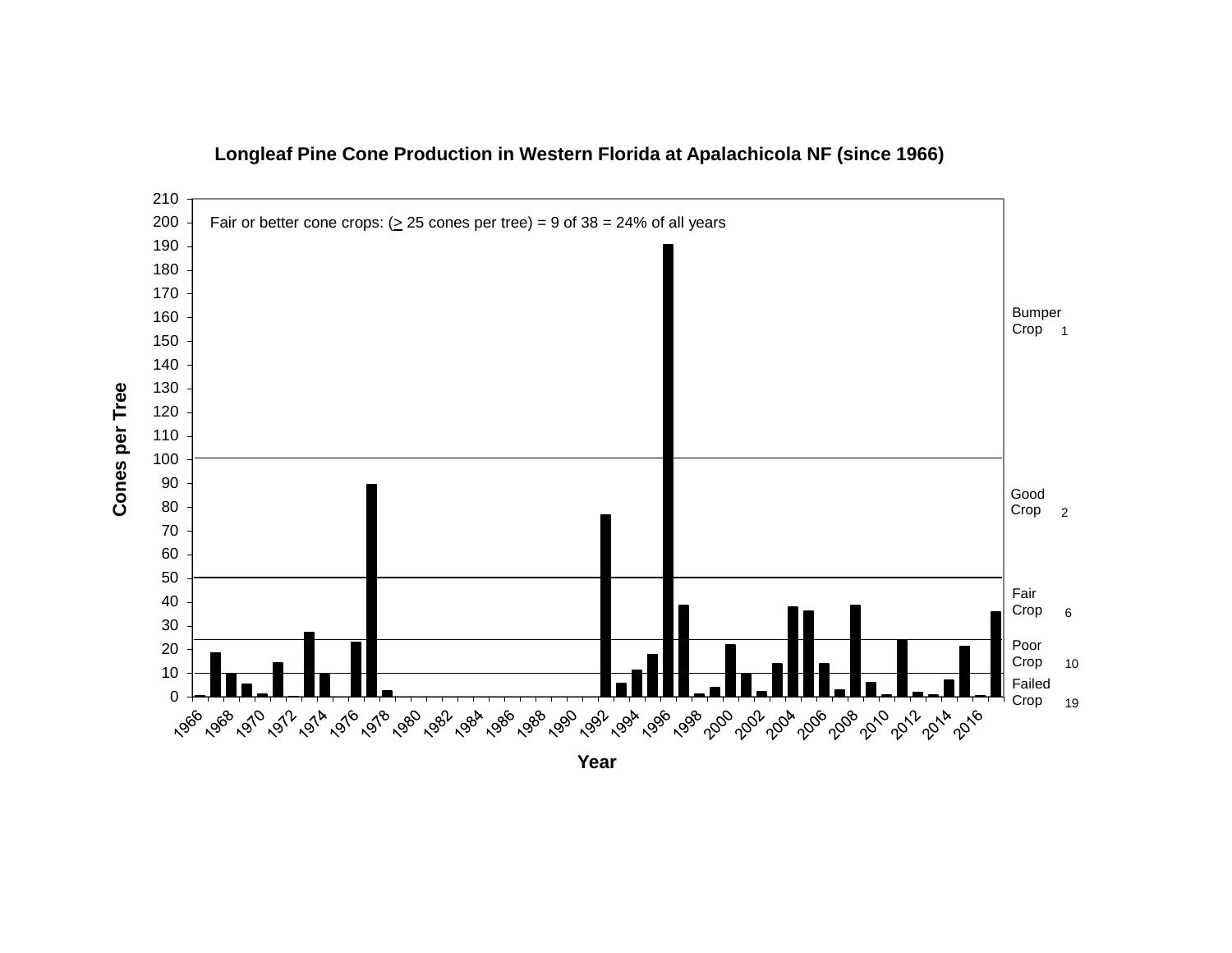**Longleaf Pine Cone Production in Western Florida at Apalachicola NF (since 1966)**

Fair or better cone crops: (≥ 25 cones per tree) = 9 of 38 = 24% of all years

| Crop Category | Number of Years |
|---|---|
| Bumper Crop | 1 |
| Good Crop | 2 |
| Fair Crop | 6 |
| Poor Crop | 10 |
| Failed Crop | 19 |

Cones per Tree

Year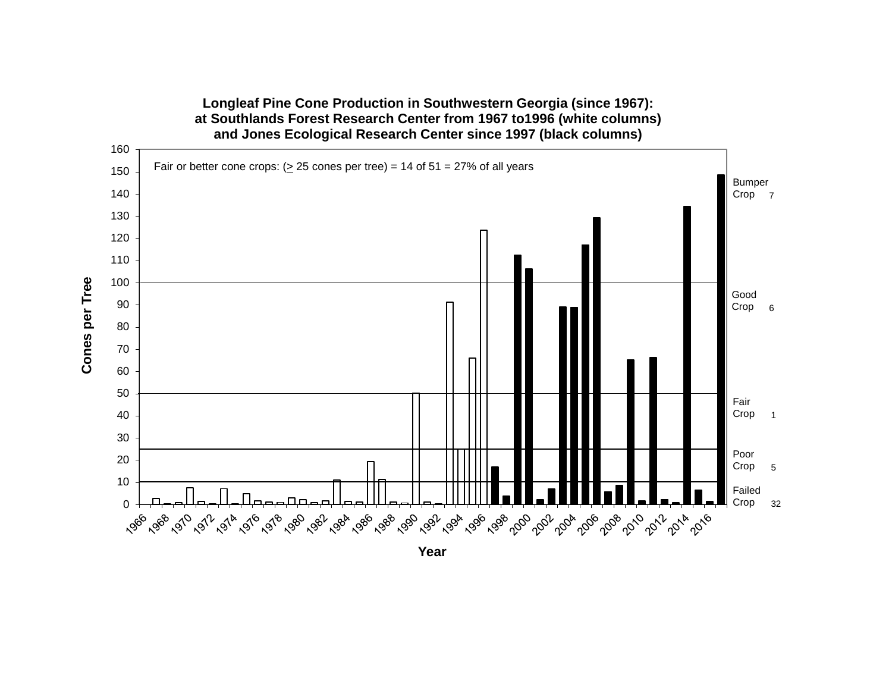**Longleaf Pine Cone Production in Southwestern Georgia (since 1967): at Southlands Forest Research Center from 1967 to1996 (white columns) and Jones Ecological Research Center since 1997 (black columns)**

Fair or better cone crops: (≥ 25 cones per tree) = 14 of 51 = 27% of all years

| Crop category | Cones per Tree | Number of years |
|---|---|---|
| Bumper Crop | ≥ 100 | 7 |
| Good Crop | 50–100 | 6 |
| Fair Crop | 25–50 | 1 |
| Poor Crop | 10–25 | 5 |
| Failed Crop | < 10 | 32 |

Cones per Tree

Year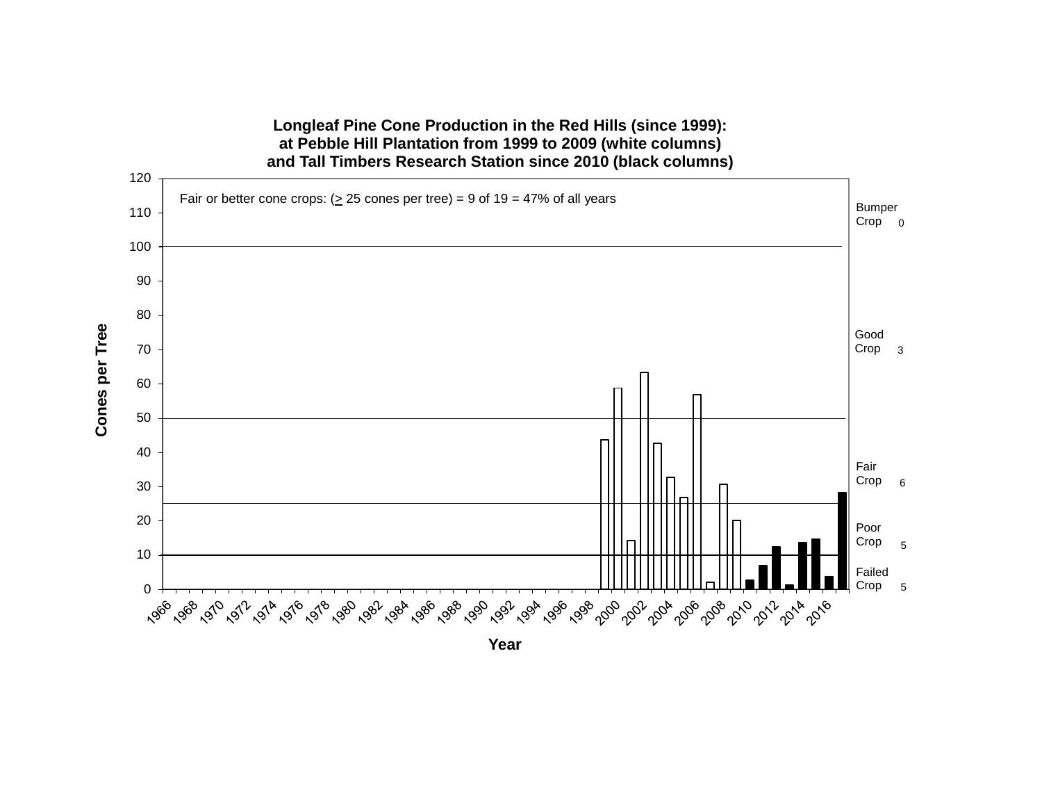**Longleaf Pine Cone Production in the Red Hills (since 1999): at Pebble Hill Plantation from 1999 to 2009 (white columns) and Tall Timbers Research Station since 2010 (black columns)**

Fair or better cone crops: (≥ 25 cones per tree) = 9 of 19 = 47% of all years

| Crop category | Number of years |
| --- | --- |
| Bumper Crop | 0 |
| Good Crop | 3 |
| Fair Crop | 6 |
| Poor Crop | 5 |
| Failed Crop | 5 |

Cones per Tree

Year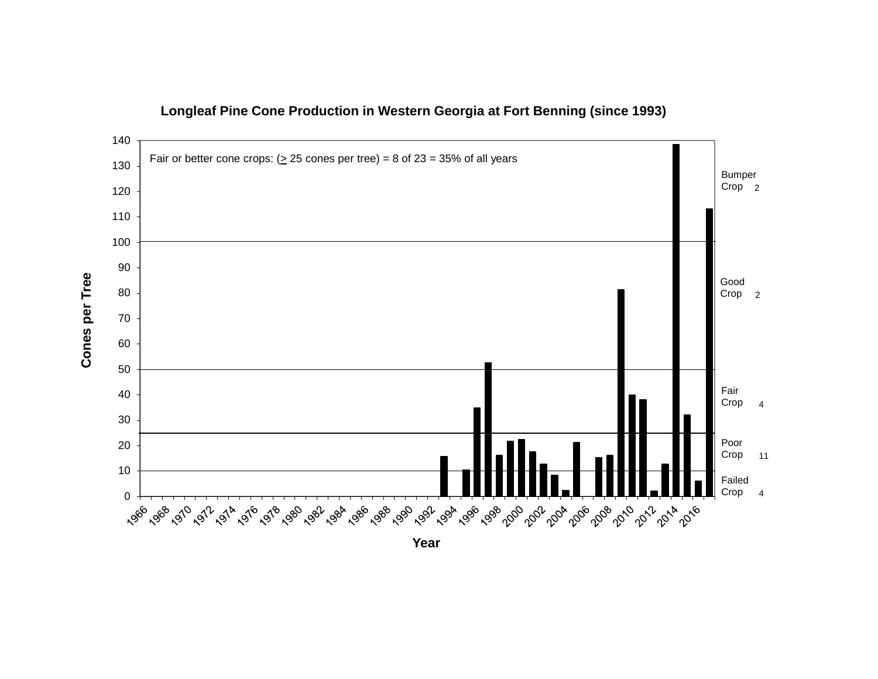## Longleaf Pine Cone Production in Western Georgia at Fort Benning (since 1993)

Fair or better cone crops: (≥ 25 cones per tree) = 8 of 23 = 35% of all years

| Crop category | Number of years |
|---|---|
| Bumper Crop | 2 |
| Good Crop | 2 |
| Fair Crop | 4 |
| Poor Crop | 11 |
| Failed Crop | 4 |

Cones per Tree

Year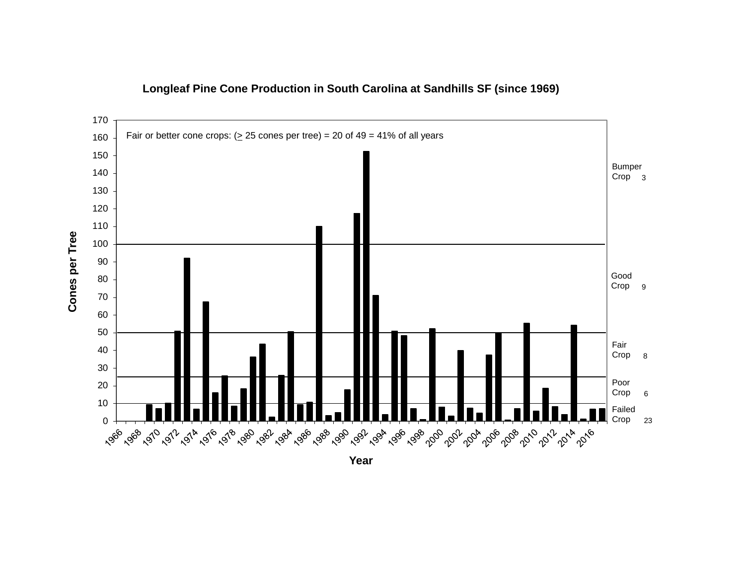**Longleaf Pine Cone Production in South Carolina at Sandhills SF (since 1969)**

Fair or better cone crops: (≥ 25 cones per tree) = 20 of 49 = 41% of all years

| Crop Class | Number of Years |
| --- | --- |
| Bumper Crop | 3 |
| Good Crop | 9 |
| Fair Crop | 8 |
| Poor Crop | 6 |
| Failed Crop | 23 |

Cones per Tree

Year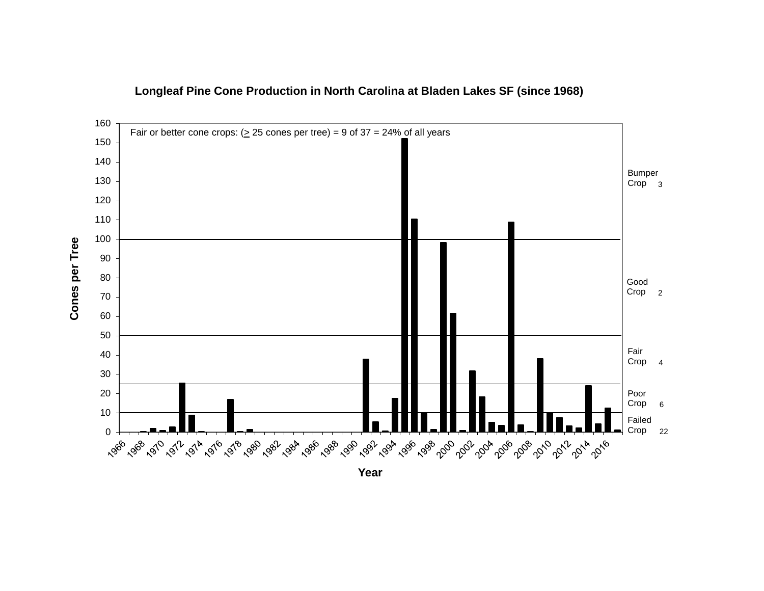**Longleaf Pine Cone Production in North Carolina at Bladen Lakes SF (since 1968)**

Fair or better cone crops: (≥ 25 cones per tree) = 9 of 37 = 24% of all years

| Crop Category | Number of Years |
|---|---|
| Bumper Crop | 3 |
| Good Crop | 2 |
| Fair Crop | 4 |
| Poor Crop | 6 |
| Failed Crop | 22 |

Cones per Tree

Year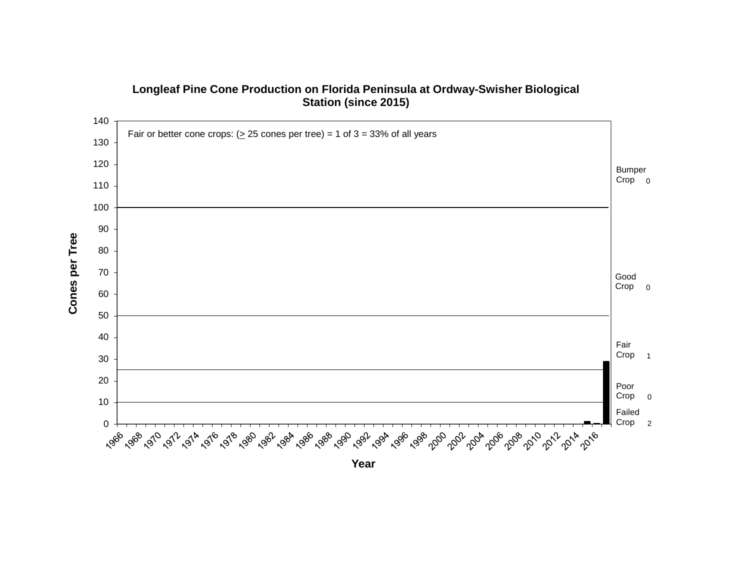**Longleaf Pine Cone Production on Florida Peninsula at Ordway-Swisher Biological Station (since 2015)**

Fair or better cone crops: (≥ 25 cones per tree) = 1 of 3 = 33% of all years

Cones per Tree

140
130
120
110
100
90
80
70
60
50
40
30
20
10
0

Bumper Crop 0

Good Crop 0

Fair Crop 1

Poor Crop 0

Failed Crop 2

1966 1968 1970 1972 1974 1976 1978 1980 1982 1984 1986 1988 1990 1992 1994 1996 1998 2000 2002 2004 2006 2008 2010 2012 2014 2016

Year